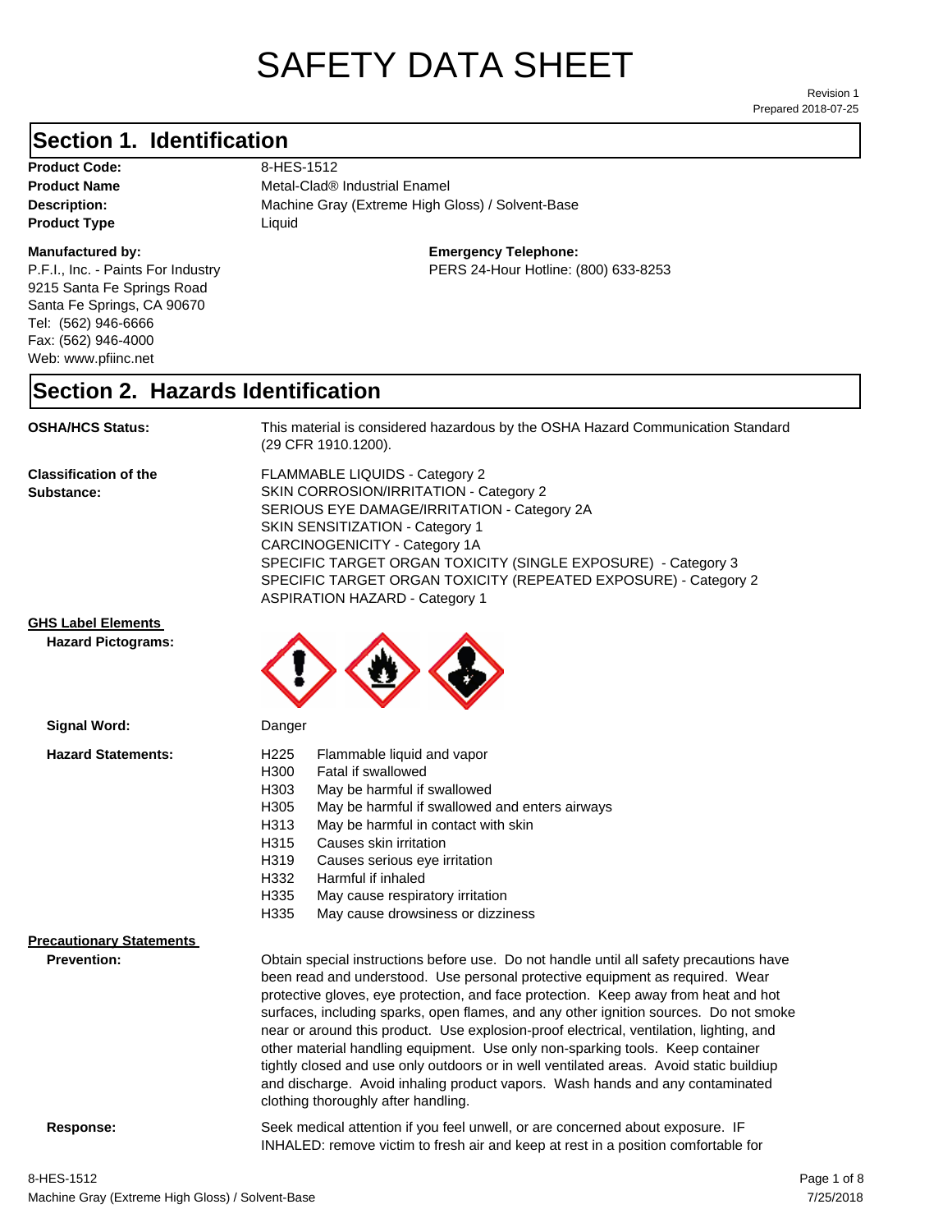# SAFETY DATA SHEET

Revision 1
Prepared 2018-07-25

## Section 1. Identification

**Product Code:** 8-HES-1512
**Product Name** Metal-Clad® Industrial Enamel
**Description:** Machine Gray (Extreme High Gloss) / Solvent-Base
**Product Type** Liquid

**Manufactured by:**
P.F.I., Inc. - Paints For Industry
9215 Santa Fe Springs Road
Santa Fe Springs, CA 90670
Tel: (562) 946-6666
Fax: (562) 946-4000
Web: www.pfiinc.net

**Emergency Telephone:**
PERS 24-Hour Hotline: (800) 633-8253

## Section 2. Hazards Identification

**OSHA/HCS Status:** This material is considered hazardous by the OSHA Hazard Communication Standard (29 CFR 1910.1200).

**Classification of the Substance:**
FLAMMABLE LIQUIDS - Category 2
SKIN CORROSION/IRRITATION - Category 2
SERIOUS EYE DAMAGE/IRRITATION - Category 2A
SKIN SENSITIZATION - Category 1
CARCINOGENICITY - Category 1A
SPECIFIC TARGET ORGAN TOXICITY (SINGLE EXPOSURE) - Category 3
SPECIFIC TARGET ORGAN TOXICITY (REPEATED EXPOSURE) - Category 2
ASPIRATION HAZARD - Category 1

**GHS Label Elements**

**Hazard Pictograms:**

**Signal Word:** Danger

**Hazard Statements:**

| | |
|---|---|
| H225 | Flammable liquid and vapor |
| H300 | Fatal if swallowed |
| H303 | May be harmful if swallowed |
| H305 | May be harmful if swallowed and enters airways |
| H313 | May be harmful in contact with skin |
| H315 | Causes skin irritation |
| H319 | Causes serious eye irritation |
| H332 | Harmful if inhaled |
| H335 | May cause respiratory irritation |
| H335 | May cause drowsiness or dizziness |

**Precautionary Statements**

**Prevention:** Obtain special instructions before use. Do not handle until all safety precautions have been read and understood. Use personal protective equipment as required. Wear protective gloves, eye protection, and face protection. Keep away from heat and hot surfaces, including sparks, open flames, and any other ignition sources. Do not smoke near or around this product. Use explosion-proof electrical, ventilation, lighting, and other material handling equipment. Use only non-sparking tools. Keep container tightly closed and use only outdoors or in well ventilated areas. Avoid static buildiup and discharge. Avoid inhaling product vapors. Wash hands and any contaminated clothing thoroughly after handling.

**Response:** Seek medical attention if you feel unwell, or are concerned about exposure. IF INHALED: remove victim to fresh air and keep at rest in a position comfortable for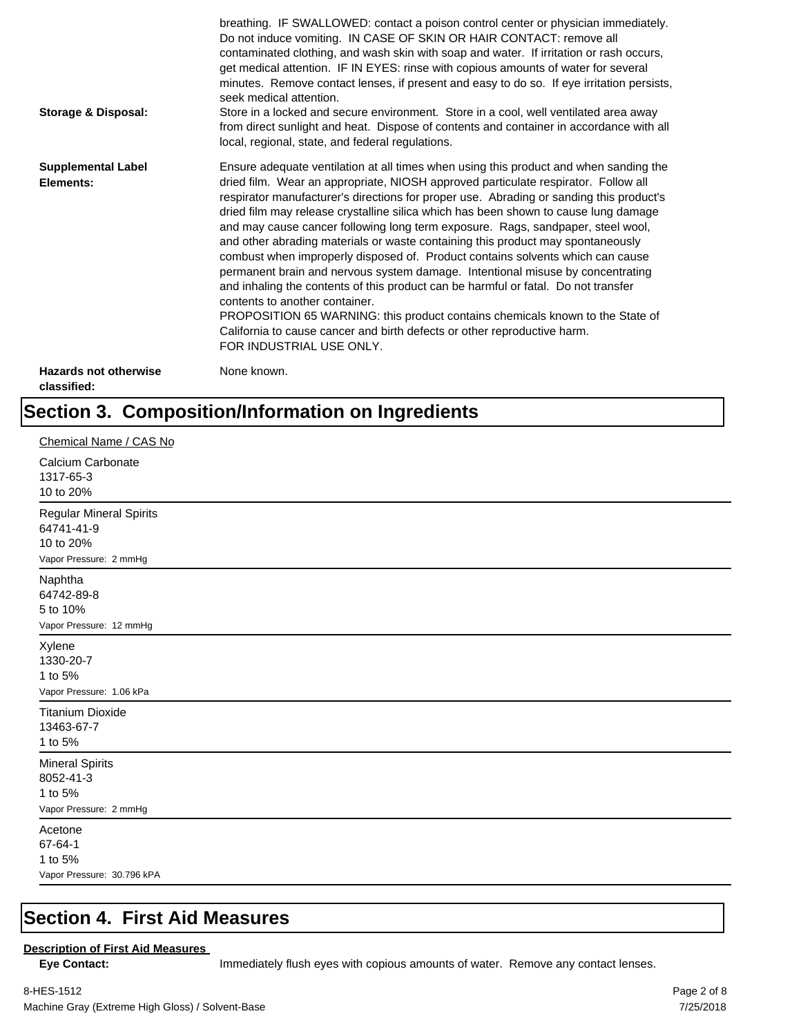breathing. IF SWALLOWED: contact a poison control center or physician immediately. Do not induce vomiting. IN CASE OF SKIN OR HAIR CONTACT: remove all contaminated clothing, and wash skin with soap and water. If irritation or rash occurs, get medical attention. IF IN EYES: rinse with copious amounts of water for several minutes. Remove contact lenses, if present and easy to do so. If eye irritation persists, seek medical attention.

**Storage & Disposal:** Store in a locked and secure environment. Store in a cool, well ventilated area away from direct sunlight and heat. Dispose of contents and container in accordance with all local, regional, state, and federal regulations.

**Supplemental Label Elements:** Ensure adequate ventilation at all times when using this product and when sanding the dried film. Wear an appropriate, NIOSH approved particulate respirator. Follow all respirator manufacturer's directions for proper use. Abrading or sanding this product's dried film may release crystalline silica which has been shown to cause lung damage and may cause cancer following long term exposure. Rags, sandpaper, steel wool, and other abrading materials or waste containing this product may spontaneously combust when improperly disposed of. Product contains solvents which can cause permanent brain and nervous system damage. Intentional misuse by concentrating and inhaling the contents of this product can be harmful or fatal. Do not transfer contents to another container.
PROPOSITION 65 WARNING: this product contains chemicals known to the State of California to cause cancer and birth defects or other reproductive harm.
FOR INDUSTRIAL USE ONLY.

**Hazards not otherwise classified:** None known.

# Section 3. Composition/Information on Ingredients

Chemical Name / CAS No

Calcium Carbonate
1317-65-3
10 to 20%

---

Regular Mineral Spirits
64741-41-9
10 to 20%
Vapor Pressure: 2 mmHg

---

Naphtha
64742-89-8
5 to 10%
Vapor Pressure: 12 mmHg

---

Xylene
1330-20-7
1 to 5%
Vapor Pressure: 1.06 kPa

---

Titanium Dioxide
13463-67-7
1 to 5%

---

Mineral Spirits
8052-41-3
1 to 5%
Vapor Pressure: 2 mmHg

---

Acetone
67-64-1
1 to 5%
Vapor Pressure: 30.796 kPA

---

# Section 4. First Aid Measures

**Description of First Aid Measures**

**Eye Contact:** Immediately flush eyes with copious amounts of water. Remove any contact lenses.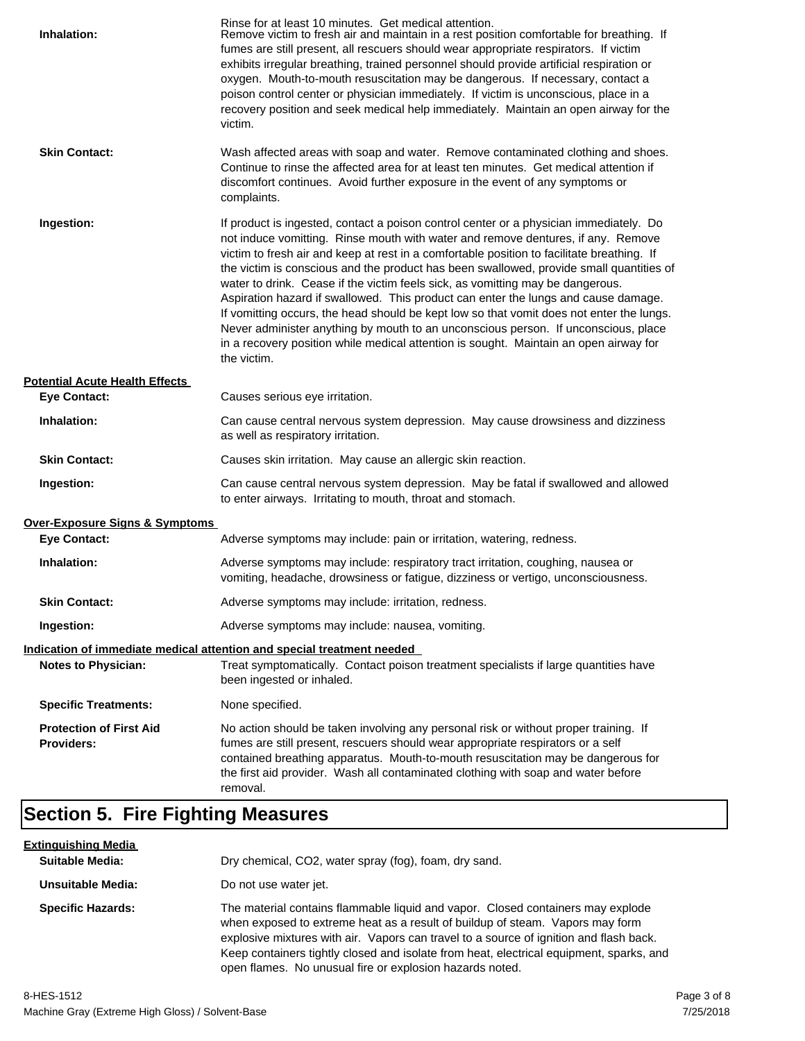Rinse for at least 10 minutes. Get medical attention.

**Inhalation:** Remove victim to fresh air and maintain in a rest position comfortable for breathing. If fumes are still present, all rescuers should wear appropriate respirators. If victim exhibits irregular breathing, trained personnel should provide artificial respiration or oxygen. Mouth-to-mouth resuscitation may be dangerous. If necessary, contact a poison control center or physician immediately. If victim is unconscious, place in a recovery position and seek medical help immediately. Maintain an open airway for the victim.

**Skin Contact:** Wash affected areas with soap and water. Remove contaminated clothing and shoes. Continue to rinse the affected area for at least ten minutes. Get medical attention if discomfort continues. Avoid further exposure in the event of any symptoms or complaints.

**Ingestion:** If product is ingested, contact a poison control center or a physician immediately. Do not induce vomitting. Rinse mouth with water and remove dentures, if any. Remove victim to fresh air and keep at rest in a comfortable position to facilitate breathing. If the victim is conscious and the product has been swallowed, provide small quantities of water to drink. Cease if the victim feels sick, as vomitting may be dangerous. Aspiration hazard if swallowed. This product can enter the lungs and cause damage. If vomitting occurs, the head should be kept low so that vomit does not enter the lungs. Never administer anything by mouth to an unconscious person. If unconscious, place in a recovery position while medical attention is sought. Maintain an open airway for the victim.

**Potential Acute Health Effects**

**Eye Contact:** Causes serious eye irritation.

**Inhalation:** Can cause central nervous system depression. May cause drowsiness and dizziness as well as respiratory irritation.

**Skin Contact:** Causes skin irritation. May cause an allergic skin reaction.

**Ingestion:** Can cause central nervous system depression. May be fatal if swallowed and allowed to enter airways. Irritating to mouth, throat and stomach.

**Over-Exposure Signs & Symptoms**

**Eye Contact:** Adverse symptoms may include: pain or irritation, watering, redness.

**Inhalation:** Adverse symptoms may include: respiratory tract irritation, coughing, nausea or vomiting, headache, drowsiness or fatigue, dizziness or vertigo, unconsciousness.

**Skin Contact:** Adverse symptoms may include: irritation, redness.

**Ingestion:** Adverse symptoms may include: nausea, vomiting.

**Indication of immediate medical attention and special treatment needed**

**Notes to Physician:** Treat symptomatically. Contact poison treatment specialists if large quantities have been ingested or inhaled.

**Specific Treatments:** None specified.

**Protection of First Aid Providers:** No action should be taken involving any personal risk or without proper training. If fumes are still present, rescuers should wear appropriate respirators or a self contained breathing apparatus. Mouth-to-mouth resuscitation may be dangerous for the first aid provider. Wash all contaminated clothing with soap and water before removal.

# Section 5. Fire Fighting Measures

**Extinguishing Media**

**Suitable Media:** Dry chemical, CO2, water spray (fog), foam, dry sand.

**Unsuitable Media:** Do not use water jet.

**Specific Hazards:** The material contains flammable liquid and vapor. Closed containers may explode when exposed to extreme heat as a result of buildup of steam. Vapors may form explosive mixtures with air. Vapors can travel to a source of ignition and flash back. Keep containers tightly closed and isolate from heat, electrical equipment, sparks, and open flames. No unusual fire or explosion hazards noted.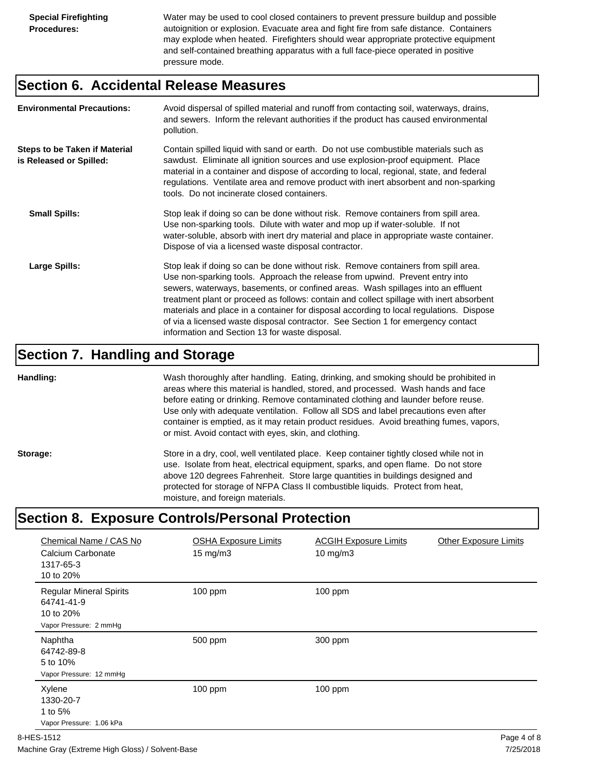**Special Firefighting Procedures:** Water may be used to cool closed containers to prevent pressure buildup and possible autoignition or explosion. Evacuate area and fight fire from safe distance. Containers may explode when heated. Firefighters should wear appropriate protective equipment and self-contained breathing apparatus with a full face-piece operated in positive pressure mode.

## Section 6. Accidental Release Measures

**Environmental Precautions:** Avoid dispersal of spilled material and runoff from contacting soil, waterways, drains, and sewers. Inform the relevant authorities if the product has caused environmental pollution.

**Steps to be Taken if Material is Released or Spilled:** Contain spilled liquid with sand or earth. Do not use combustible materials such as sawdust. Eliminate all ignition sources and use explosion-proof equipment. Place material in a container and dispose of according to local, regional, state, and federal regulations. Ventilate area and remove product with inert absorbent and non-sparking tools. Do not incinerate closed containers.

**Small Spills:** Stop leak if doing so can be done without risk. Remove containers from spill area. Use non-sparking tools. Dilute with water and mop up if water-soluble. If not water-soluble, absorb with inert dry material and place in appropriate waste container. Dispose of via a licensed waste disposal contractor.

**Large Spills:** Stop leak if doing so can be done without risk. Remove containers from spill area. Use non-sparking tools. Approach the release from upwind. Prevent entry into sewers, waterways, basements, or confined areas. Wash spillages into an effluent treatment plant or proceed as follows: contain and collect spillage with inert absorbent materials and place in a container for disposal according to local regulations. Dispose of via a licensed waste disposal contractor. See Section 1 for emergency contact information and Section 13 for waste disposal.

## Section 7. Handling and Storage

**Handling:** Wash thoroughly after handling. Eating, drinking, and smoking should be prohibited in areas where this material is handled, stored, and processed. Wash hands and face before eating or drinking. Remove contaminated clothing and launder before reuse. Use only with adequate ventilation. Follow all SDS and label precautions even after container is emptied, as it may retain product residues. Avoid breathing fumes, vapors, or mist. Avoid contact with eyes, skin, and clothing.

**Storage:** Store in a dry, cool, well ventilated place. Keep container tightly closed while not in use. Isolate from heat, electrical equipment, sparks, and open flame. Do not store above 120 degrees Fahrenheit. Store large quantities in buildings designed and protected for storage of NFPA Class II combustible liquids. Protect from heat, moisture, and foreign materials.

## Section 8. Exposure Controls/Personal Protection

| Chemical Name / CAS No | OSHA Exposure Limits | ACGIH Exposure Limits | Other Exposure Limits |
|---|---|---|---|
| Calcium Carbonate<br>1317-65-3<br>10 to 20% | 15 mg/m3 | 10 mg/m3 | |
| Regular Mineral Spirits<br>64741-41-9<br>10 to 20%<br>Vapor Pressure: 2 mmHg | 100 ppm | 100 ppm | |
| Naphtha<br>64742-89-8<br>5 to 10%<br>Vapor Pressure: 12 mmHg | 500 ppm | 300 ppm | |
| Xylene<br>1330-20-7<br>1 to 5%<br>Vapor Pressure: 1.06 kPa | 100 ppm | 100 ppm | |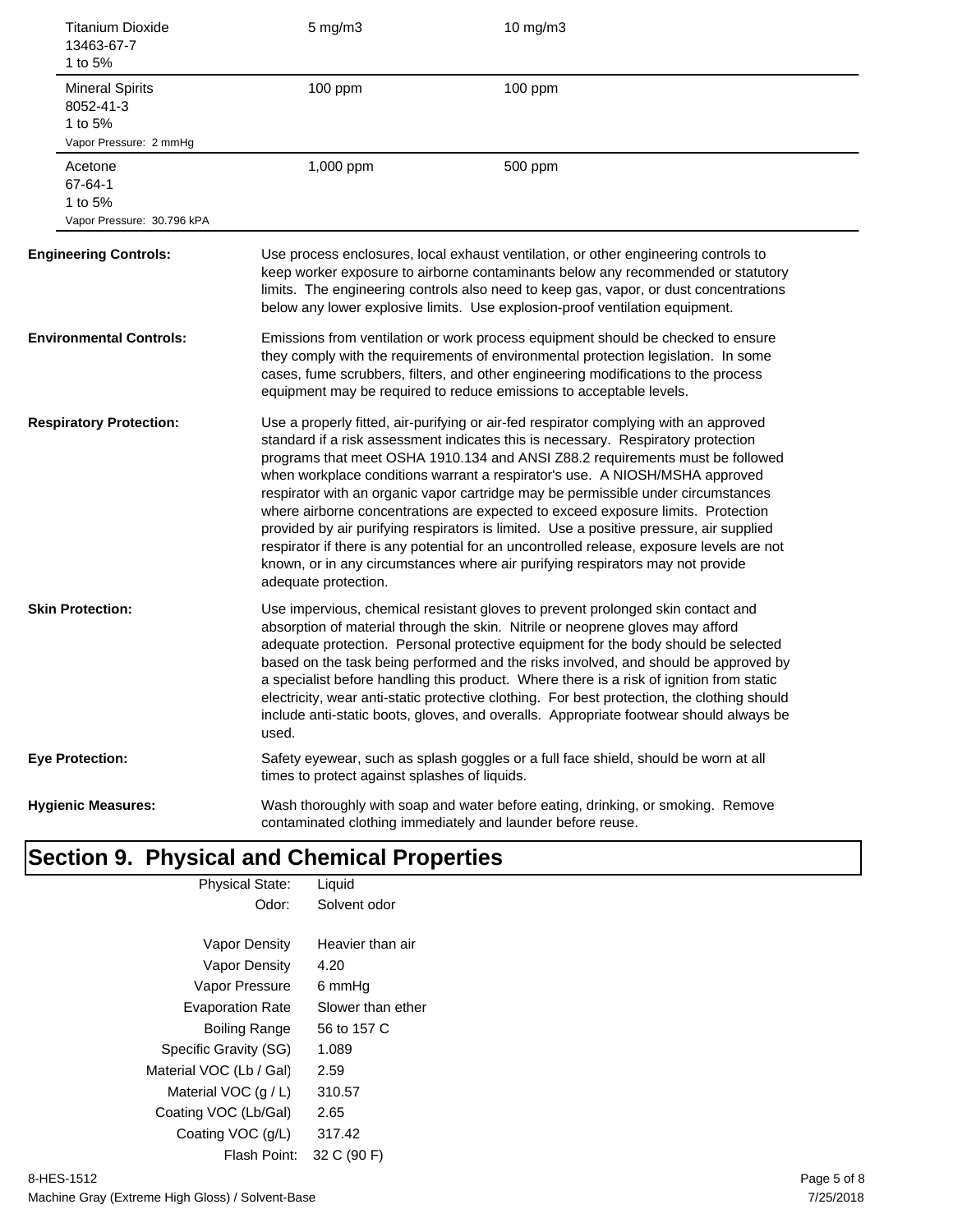| | | |
|---|---|---|
| Titanium Dioxide<br>13463-67-7<br>1 to 5% | 5 mg/m3 | 10 mg/m3 |
| Mineral Spirits<br>8052-41-3<br>1 to 5%<br>Vapor Pressure: 2 mmHg | 100 ppm | 100 ppm |
| Acetone<br>67-64-1<br>1 to 5%<br>Vapor Pressure: 30.796 kPA | 1,000 ppm | 500 ppm |

**Engineering Controls:** Use process enclosures, local exhaust ventilation, or other engineering controls to keep worker exposure to airborne contaminants below any recommended or statutory limits. The engineering controls also need to keep gas, vapor, or dust concentrations below any lower explosive limits. Use explosion-proof ventilation equipment.

**Environmental Controls:** Emissions from ventilation or work process equipment should be checked to ensure they comply with the requirements of environmental protection legislation. In some cases, fume scrubbers, filters, and other engineering modifications to the process equipment may be required to reduce emissions to acceptable levels.

**Respiratory Protection:** Use a properly fitted, air-purifying or air-fed respirator complying with an approved standard if a risk assessment indicates this is necessary. Respiratory protection programs that meet OSHA 1910.134 and ANSI Z88.2 requirements must be followed when workplace conditions warrant a respirator's use. A NIOSH/MSHA approved respirator with an organic vapor cartridge may be permissible under circumstances where airborne concentrations are expected to exceed exposure limits. Protection provided by air purifying respirators is limited. Use a positive pressure, air supplied respirator if there is any potential for an uncontrolled release, exposure levels are not known, or in any circumstances where air purifying respirators may not provide adequate protection.

**Skin Protection:** Use impervious, chemical resistant gloves to prevent prolonged skin contact and absorption of material through the skin. Nitrile or neoprene gloves may afford adequate protection. Personal protective equipment for the body should be selected based on the task being performed and the risks involved, and should be approved by a specialist before handling this product. Where there is a risk of ignition from static electricity, wear anti-static protective clothing. For best protection, the clothing should include anti-static boots, gloves, and overalls. Appropriate footwear should always be used.

**Eye Protection:** Safety eyewear, such as splash goggles or a full face shield, should be worn at all times to protect against splashes of liquids.

**Hygienic Measures:** Wash thoroughly with soap and water before eating, drinking, or smoking. Remove contaminated clothing immediately and launder before reuse.

## Section 9. Physical and Chemical Properties

| | |
|---|---|
| Physical State: | Liquid |
| Odor: | Solvent odor |
| Vapor Density | Heavier than air |
| Vapor Density | 4.20 |
| Vapor Pressure | 6 mmHg |
| Evaporation Rate | Slower than ether |
| Boiling Range | 56 to 157 C |
| Specific Gravity (SG) | 1.089 |
| Material VOC (Lb / Gal) | 2.59 |
| Material VOC (g / L) | 310.57 |
| Coating VOC (Lb/Gal) | 2.65 |
| Coating VOC (g/L) | 317.42 |
| Flash Point: | 32 C (90 F) |

8-HES-1512
Machine Gray (Extreme High Gloss) / Solvent-Base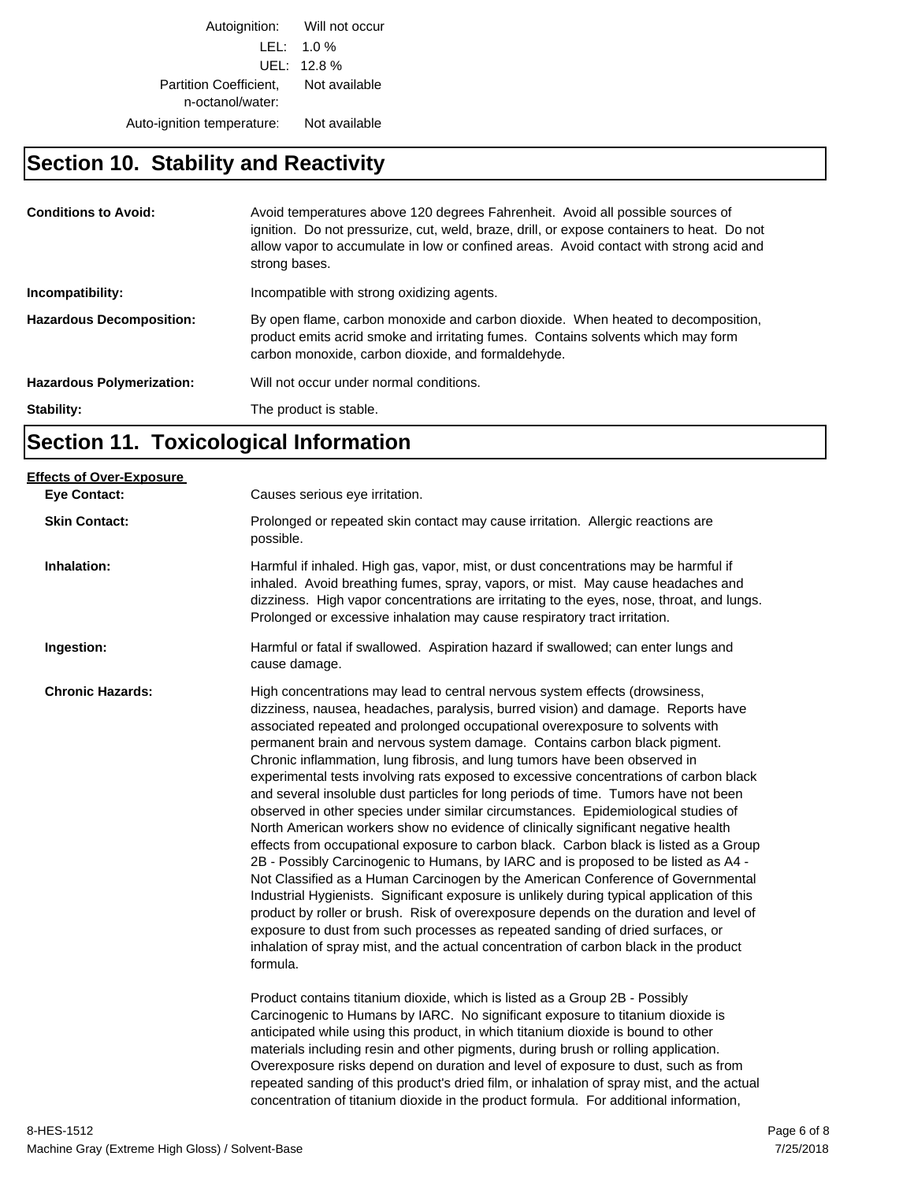| | |
|---|---|
| Autoignition: | Will not occur |
| LEL: | 1.0 % |
| UEL: | 12.8 % |
| Partition Coefficient, n-octanol/water: | Not available |
| Auto-ignition temperature: | Not available |

## Section 10. Stability and Reactivity

**Conditions to Avoid:** Avoid temperatures above 120 degrees Fahrenheit. Avoid all possible sources of ignition. Do not pressurize, cut, weld, braze, drill, or expose containers to heat. Do not allow vapor to accumulate in low or confined areas. Avoid contact with strong acid and strong bases.

**Incompatibility:** Incompatible with strong oxidizing agents.

**Hazardous Decomposition:** By open flame, carbon monoxide and carbon dioxide. When heated to decomposition, product emits acrid smoke and irritating fumes. Contains solvents which may form carbon monoxide, carbon dioxide, and formaldehyde.

**Hazardous Polymerization:** Will not occur under normal conditions.

**Stability:** The product is stable.

## Section 11. Toxicological Information

**Effects of Over-Exposure**

**Eye Contact:** Causes serious eye irritation.

**Skin Contact:** Prolonged or repeated skin contact may cause irritation. Allergic reactions are possible.

**Inhalation:** Harmful if inhaled. High gas, vapor, mist, or dust concentrations may be harmful if inhaled. Avoid breathing fumes, spray, vapors, or mist. May cause headaches and dizziness. High vapor concentrations are irritating to the eyes, nose, throat, and lungs. Prolonged or excessive inhalation may cause respiratory tract irritation.

**Ingestion:** Harmful or fatal if swallowed. Aspiration hazard if swallowed; can enter lungs and cause damage.

**Chronic Hazards:** High concentrations may lead to central nervous system effects (drowsiness, dizziness, nausea, headaches, paralysis, burred vision) and damage. Reports have associated repeated and prolonged occupational overexposure to solvents with permanent brain and nervous system damage. Contains carbon black pigment. Chronic inflammation, lung fibrosis, and lung tumors have been observed in experimental tests involving rats exposed to excessive concentrations of carbon black and several insoluble dust particles for long periods of time. Tumors have not been observed in other species under similar circumstances. Epidemiological studies of North American workers show no evidence of clinically significant negative health effects from occupational exposure to carbon black. Carbon black is listed as a Group 2B - Possibly Carcinogenic to Humans, by IARC and is proposed to be listed as A4 - Not Classified as a Human Carcinogen by the American Conference of Governmental Industrial Hygienists. Significant exposure is unlikely during typical application of this product by roller or brush. Risk of overexposure depends on the duration and level of exposure to dust from such processes as repeated sanding of dried surfaces, or inhalation of spray mist, and the actual concentration of carbon black in the product formula.

Product contains titanium dioxide, which is listed as a Group 2B - Possibly Carcinogenic to Humans by IARC. No significant exposure to titanium dioxide is anticipated while using this product, in which titanium dioxide is bound to other materials including resin and other pigments, during brush or rolling application. Overexposure risks depend on duration and level of exposure to dust, such as from repeated sanding of this product's dried film, or inhalation of spray mist, and the actual concentration of titanium dioxide in the product formula. For additional information,

8-HES-1512
Machine Gray (Extreme High Gloss) / Solvent-Base
7/25/2018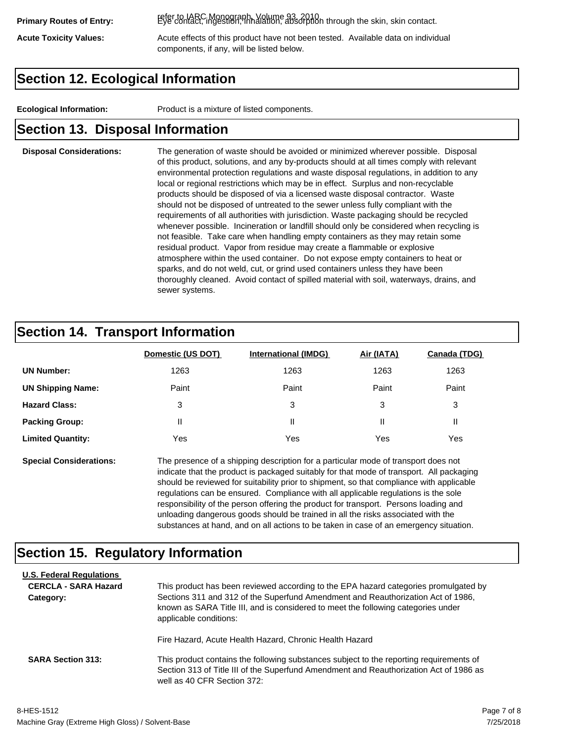**Primary Routes of Entry:** refer to IARC Monograph, Volume 93, 2010. Eye contact, ingestion, inhalation, absorption through the skin, skin contact.

**Acute Toxicity Values:** Acute effects of this product have not been tested. Available data on individual components, if any, will be listed below.

## Section 12. Ecological Information

**Ecological Information:** Product is a mixture of listed components.

## Section 13. Disposal Information

**Disposal Considerations:** The generation of waste should be avoided or minimized wherever possible. Disposal of this product, solutions, and any by-products should at all times comply with relevant environmental protection regulations and waste disposal regulations, in addition to any local or regional restrictions which may be in effect. Surplus and non-recyclable products should be disposed of via a licensed waste disposal contractor. Waste should not be disposed of untreated to the sewer unless fully compliant with the requirements of all authorities with jurisdiction. Waste packaging should be recycled whenever possible. Incineration or landfill should only be considered when recycling is not feasible. Take care when handling empty containers as they may retain some residual product. Vapor from residue may create a flammable or explosive atmosphere within the used container. Do not expose empty containers to heat or sparks, and do not weld, cut, or grind used containers unless they have been thoroughly cleaned. Avoid contact of spilled material with soil, waterways, drains, and sewer systems.

## Section 14. Transport Information

| | Domestic (US DOT) | International (IMDG) | Air (IATA) | Canada (TDG) |
|---|---|---|---|---|
| **UN Number:** | 1263 | 1263 | 1263 | 1263 |
| **UN Shipping Name:** | Paint | Paint | Paint | Paint |
| **Hazard Class:** | 3 | 3 | 3 | 3 |
| **Packing Group:** | II | II | II | II |
| **Limited Quantity:** | Yes | Yes | Yes | Yes |

**Special Considerations:** The presence of a shipping description for a particular mode of transport does not indicate that the product is packaged suitably for that mode of transport. All packaging should be reviewed for suitability prior to shipment, so that compliance with applicable regulations can be ensured. Compliance with all applicable regulations is the sole responsibility of the person offering the product for transport. Persons loading and unloading dangerous goods should be trained in all the risks associated with the substances at hand, and on all actions to be taken in case of an emergency situation.

## Section 15. Regulatory Information

**U.S. Federal Regulations**

**CERCLA - SARA Hazard Category:** This product has been reviewed according to the EPA hazard categories promulgated by Sections 311 and 312 of the Superfund Amendment and Reauthorization Act of 1986, known as SARA Title III, and is considered to meet the following categories under applicable conditions:

Fire Hazard, Acute Health Hazard, Chronic Health Hazard

**SARA Section 313:** This product contains the following substances subject to the reporting requirements of Section 313 of Title III of the Superfund Amendment and Reauthorization Act of 1986 as well as 40 CFR Section 372:

8-HES-1512
Machine Gray (Extreme High Gloss) / Solvent-Base
7/25/2018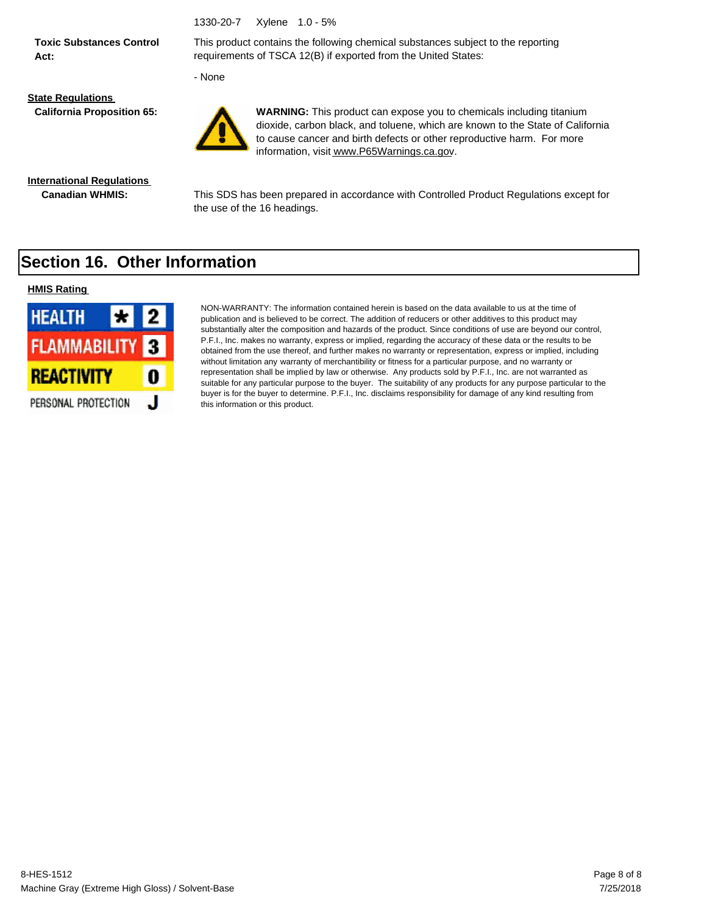1330-20-7 Xylene 1.0 - 5%

**Toxic Substances Control Act:**

This product contains the following chemical substances subject to the reporting requirements of TSCA 12(B) if exported from the United States:

- None

**State Regulations**

**California Proposition 65:**

**WARNING:** This product can expose you to chemicals including titanium dioxide, carbon black, and toluene, which are known to the State of California to cause cancer and birth defects or other reproductive harm. For more information, visit www.P65Warnings.ca.gov.

**International Regulations**

**Canadian WHMIS:**

This SDS has been prepared in accordance with Controlled Product Regulations except for the use of the 16 headings.

## Section 16. Other Information

**HMIS Rating**

| | | |
|---|---|---|
| HEALTH | * | 2 |
| FLAMMABILITY | | 3 |
| REACTIVITY | | 0 |
| PERSONAL PROTECTION | | J |

NON-WARRANTY: The information contained herein is based on the data available to us at the time of publication and is believed to be correct. The addition of reducers or other additives to this product may substantially alter the composition and hazards of the product. Since conditions of use are beyond our control, P.F.I., Inc. makes no warranty, express or implied, regarding the accuracy of these data or the results to be obtained from the use thereof, and further makes no warranty or representation, express or implied, including without limitation any warranty of merchantibility or fitness for a particular purpose, and no warranty or representation shall be implied by law or otherwise. Any products sold by P.F.I., Inc. are not warranted as suitable for any particular purpose to the buyer. The suitability of any products for any purpose particular to the buyer is for the buyer to determine. P.F.I., Inc. disclaims responsibility for damage of any kind resulting from this information or this product.